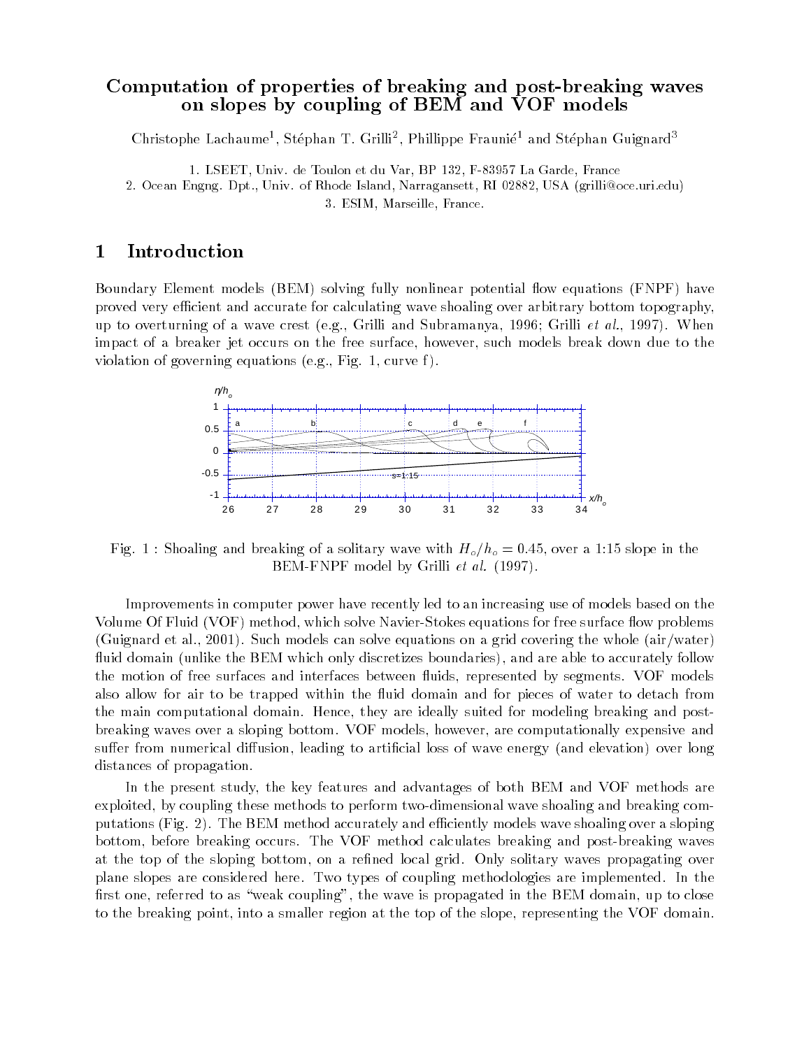# Computation of properties of breaking and post-breaking waves on slopes by coupling of BEM and VOF models

Christophe Lachaume[1], Stéphan T. Grilli[2], Phillippe Fraunié[1] and Stéphan Guignard[3]

1. LSEET, Univ. de Toulon et du Var, BP 132, F-83957 La Garde, France
2. Ocean Engng. Dpt., Univ. of Rhode Island, Narragansett, RI 02882, USA (grilli@oce.uri.edu)
3. ESIM, Marseille, France.

## 1 Introduction

Boundary Element models (BEM) solving fully nonlinear potential flow equations (FNPF) have proved very efficient and accurate for calculating wave shoaling over arbitrary bottom topography, up to overturning of a wave crest (e.g., Grilli and Subramanya, 1996; Grilli *et al.*, 1997). When impact of a breaker jet occurs on the free surface, however, such models break down due to the violation of governing equations (e.g., Fig. 1, curve f).

Fig. 1 : Shoaling and breaking of a solitary wave with $H_o/h_o = 0.45$, over a 1:15 slope in the BEM-FNPF model by Grilli *et al.* (1997).

Improvements in computer power have recently led to an increasing use of models based on the Volume Of Fluid (VOF) method, which solve Navier-Stokes equations for free surface flow problems (Guignard et al., 2001). Such models can solve equations on a grid covering the whole (air/water) fluid domain (unlike the BEM which only discretizes boundaries), and are able to accurately follow the motion of free surfaces and interfaces between fluids, represented by segments. VOF models also allow for air to be trapped within the fluid domain and for pieces of water to detach from the main computational domain. Hence, they are ideally suited for modeling breaking and post-breaking waves over a sloping bottom. VOF models, however, are computationally expensive and suffer from numerical diffusion, leading to artificial loss of wave energy (and elevation) over long distances of propagation.

In the present study, the key features and advantages of both BEM and VOF methods are exploited, by coupling these methods to perform two-dimensional wave shoaling and breaking computations (Fig. 2). The BEM method accurately and efficiently models wave shoaling over a sloping bottom, before breaking occurs. The VOF method calculates breaking and post-breaking waves at the top of the sloping bottom, on a refined local grid. Only solitary waves propagating over plane slopes are considered here. Two types of coupling methodologies are implemented. In the first one, referred to as "weak coupling", the wave is propagated in the BEM domain, up to close to the breaking point, into a smaller region at the top of the slope, representing the VOF domain.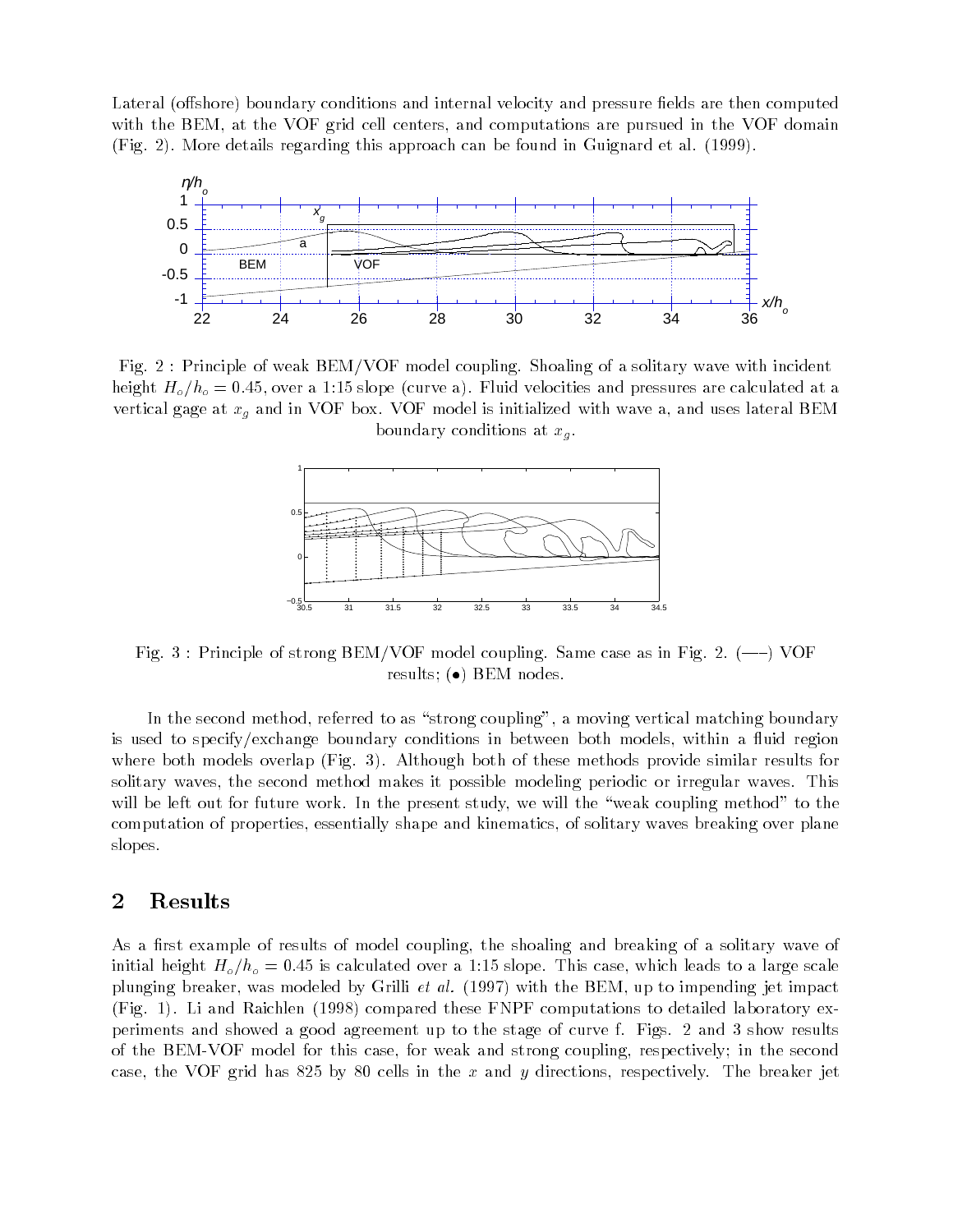Lateral (offshore) boundary conditions and internal velocity and pressure fields are then computed with the BEM, at the VOF grid cell centers, and computations are pursued in the VOF domain (Fig. 2). More details regarding this approach can be found in Guignard et al. (1999).

Fig. 2 : Principle of weak BEM/VOF model coupling. Shoaling of a solitary wave with incident height $H_o/h_o = 0.45$, over a 1:15 slope (curve a). Fluid velocities and pressures are calculated at a vertical gage at $x_g$ and in VOF box. VOF model is initialized with wave a, and uses lateral BEM boundary conditions at $x_g$.

Fig. 3 : Principle of strong BEM/VOF model coupling. Same case as in Fig. 2. (—–) VOF results; (•) BEM nodes.

In the second method, referred to as "strong coupling", a moving vertical matching boundary is used to specify/exchange boundary conditions in between both models, within a fluid region where both models overlap (Fig. 3). Although both of these methods provide similar results for solitary waves, the second method makes it possible modeling periodic or irregular waves. This will be left out for future work. In the present study, we will the "weak coupling method" to the computation of properties, essentially shape and kinematics, of solitary waves breaking over plane slopes.

## 2 Results

As a first example of results of model coupling, the shoaling and breaking of a solitary wave of initial height $H_o/h_o = 0.45$ is calculated over a 1:15 slope. This case, which leads to a large scale plunging breaker, was modeled by Grilli *et al.* (1997) with the BEM, up to impending jet impact (Fig. 1). Li and Raichlen (1998) compared these FNPF computations to detailed laboratory experiments and showed a good agreement up to the stage of curve f. Figs. 2 and 3 show results of the BEM-VOF model for this case, for weak and strong coupling, respectively; in the second case, the VOF grid has 825 by 80 cells in the $x$ and $y$ directions, respectively. The breaker jet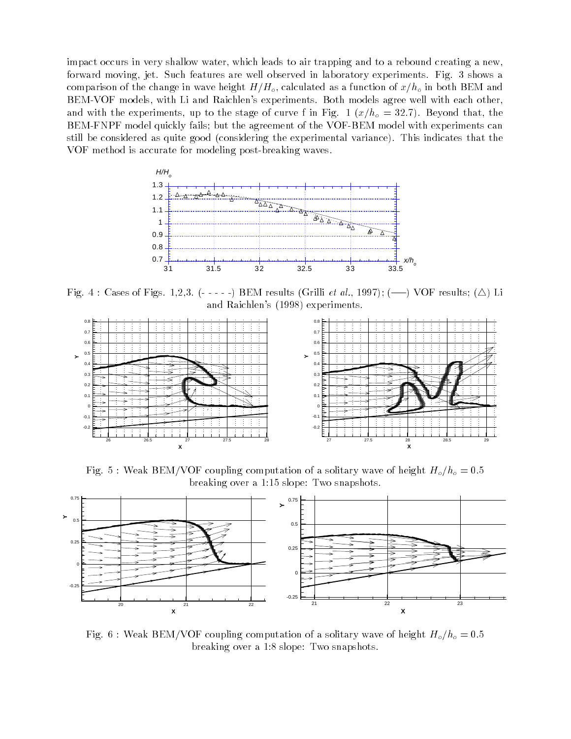impact occurs in very shallow water, which leads to air trapping and to a rebound creating a new, forward moving, jet. Such features are well observed in laboratory experiments. Fig. 3 shows a comparison of the change in wave height $H/H_o$, calculated as a function of $x/h_o$ in both BEM and BEM-VOF models, with Li and Raichlen's experiments. Both models agree well with each other, and with the experiments, up to the stage of curve f in Fig. 1 ($x/h_o = 32.7$). Beyond that, the BEM-FNPF model quickly fails; but the agreement of the VOF-BEM model with experiments can still be considered as quite good (considering the experimental variance). This indicates that the VOF method is accurate for modeling post-breaking waves.

Fig. 4 : Cases of Figs. 1,2,3. (- - - - -) BEM results (Grilli *et al.*, 1997); (——) VOF results; ($\triangle$) Li and Raichlen's (1998) experiments.

Fig. 5 : Weak BEM/VOF coupling computation of a solitary wave of height $H_o/h_o = 0.5$ breaking over a 1:15 slope: Two snapshots.

Fig. 6 : Weak BEM/VOF coupling computation of a solitary wave of height $H_o/h_o = 0.5$ breaking over a 1:8 slope: Two snapshots.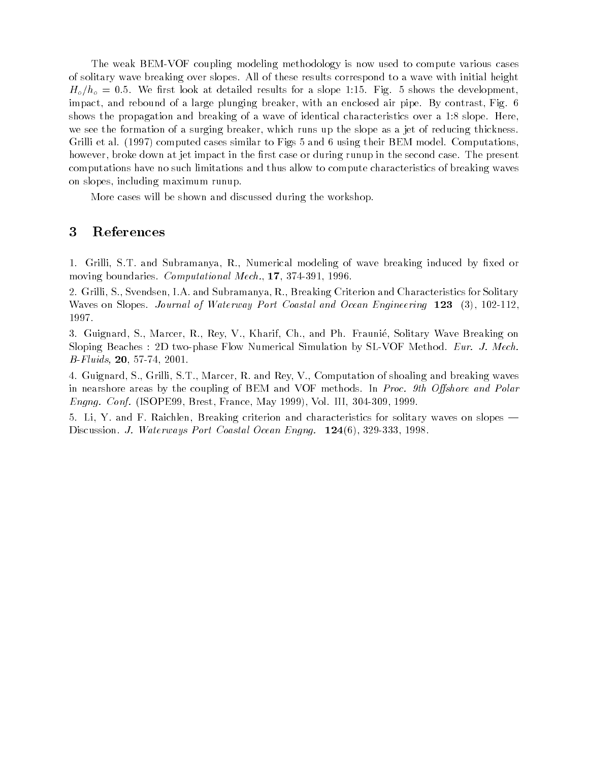The weak BEM-VOF coupling modeling methodology is now used to compute various cases of solitary wave breaking over slopes. All of these results correspond to a wave with initial height $H_o/h_o = 0.5$. We first look at detailed results for a slope 1:15. Fig. 5 shows the development, impact, and rebound of a large plunging breaker, with an enclosed air pipe. By contrast, Fig. 6 shows the propagation and breaking of a wave of identical characteristics over a 1:8 slope. Here, we see the formation of a surging breaker, which runs up the slope as a jet of reducing thickness. Grilli et al. (1997) computed cases similar to Figs 5 and 6 using their BEM model. Computations, however, broke down at jet impact in the first case or during runup in the second case. The present computations have no such limitations and thus allow to compute characteristics of breaking waves on slopes, including maximum runup.

More cases will be shown and discussed during the workshop.

## 3 References

1. Grilli, S.T. and Subramanya, R., Numerical modeling of wave breaking induced by fixed or moving boundaries. *Computational Mech.*, **17**, 374-391, 1996.

2. Grilli, S., Svendsen, I.A. and Subramanya, R., Breaking Criterion and Characteristics for Solitary Waves on Slopes. *Journal of Waterway Port Coastal and Ocean Engineering* **123** (3), 102-112, 1997.

3. Guignard, S., Marcer, R., Rey, V., Kharif, Ch., and Ph. Fraunié, Solitary Wave Breaking on Sloping Beaches : 2D two-phase Flow Numerical Simulation by SL-VOF Method. *Eur. J. Mech. B-Fluids,* **20**, 57-74, 2001.

4. Guignard, S., Grilli, S.T., Marcer, R. and Rey, V., Computation of shoaling and breaking waves in nearshore areas by the coupling of BEM and VOF methods. In *Proc. 9th Offshore and Polar Engng. Conf.* (ISOPE99, Brest, France, May 1999), Vol. III, 304-309, 1999.

5. Li, Y. and F. Raichlen, Breaking criterion and characteristics for solitary waves on slopes — Discussion. *J. Waterways Port Coastal Ocean Engng.* **124**(6), 329-333, 1998.